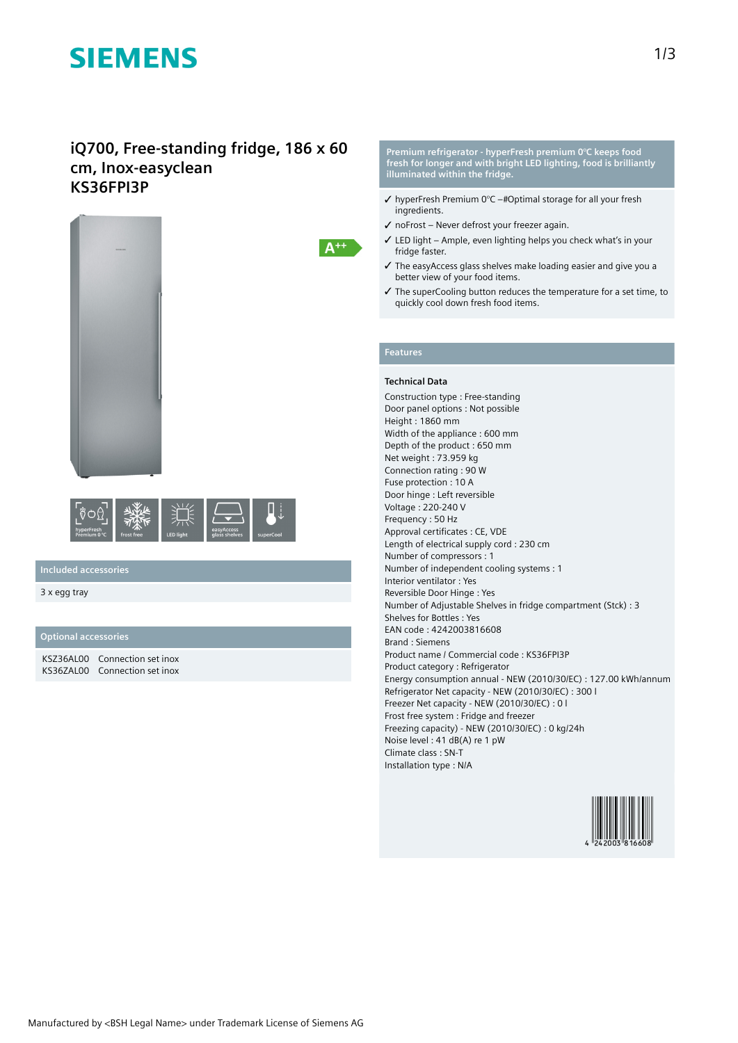# iQ700, Free-standing fridge, 186 x 60 cm, Inox-easyclean KS36FPI3P

A++

hyperFresh Premium 0 °C | frost free | LED light | easyAccess glass shelves | superCool

## Included accessories

3 x egg tray

## Optional accessories

| | |
|---|---|
| KSZ36AL00 | Connection set inox |
| KS36ZAL00 | Connection set inox |

## Premium refrigerator - hyperFresh premium 0°C keeps food fresh for longer and with bright LED lighting, food is brilliantly illuminated within the fridge.

- ✓ hyperFresh Premium 0°C –#Optimal storage for all your fresh ingredients.
- ✓ noFrost – Never defrost your freezer again.
- ✓ LED light – Ample, even lighting helps you check what's in your fridge faster.
- ✓ The easyAccess glass shelves make loading easier and give you a better view of your food items.
- ✓ The superCooling button reduces the temperature for a set time, to quickly cool down fresh food items.

## Features

### Technical Data

Construction type : Free-standing
Door panel options : Not possible
Height : 1860 mm
Width of the appliance : 600 mm
Depth of the product : 650 mm
Net weight : 73.959 kg
Connection rating : 90 W
Fuse protection : 10 A
Door hinge : Left reversible
Voltage : 220-240 V
Frequency : 50 Hz
Approval certificates : CE, VDE
Length of electrical supply cord : 230 cm
Number of compressors : 1
Number of independent cooling systems : 1
Interior ventilator : Yes
Reversible Door Hinge : Yes
Number of Adjustable Shelves in fridge compartment (Stck) : 3
Shelves for Bottles : Yes
EAN code : 4242003816608
Brand : Siemens
Product name / Commercial code : KS36FPI3P
Product category : Refrigerator
Energy consumption annual - NEW (2010/30/EC) : 127.00 kWh/annum
Refrigerator Net capacity - NEW (2010/30/EC) : 300 l
Freezer Net capacity - NEW (2010/30/EC) : 0 l
Frost free system : Fridge and freezer
Freezing capacity) - NEW (2010/30/EC) : 0 kg/24h
Noise level : 41 dB(A) re 1 pW
Climate class : SN-T
Installation type : N/A

4 242003 816608

Manufactured by <BSH Legal Name> under Trademark License of Siemens AG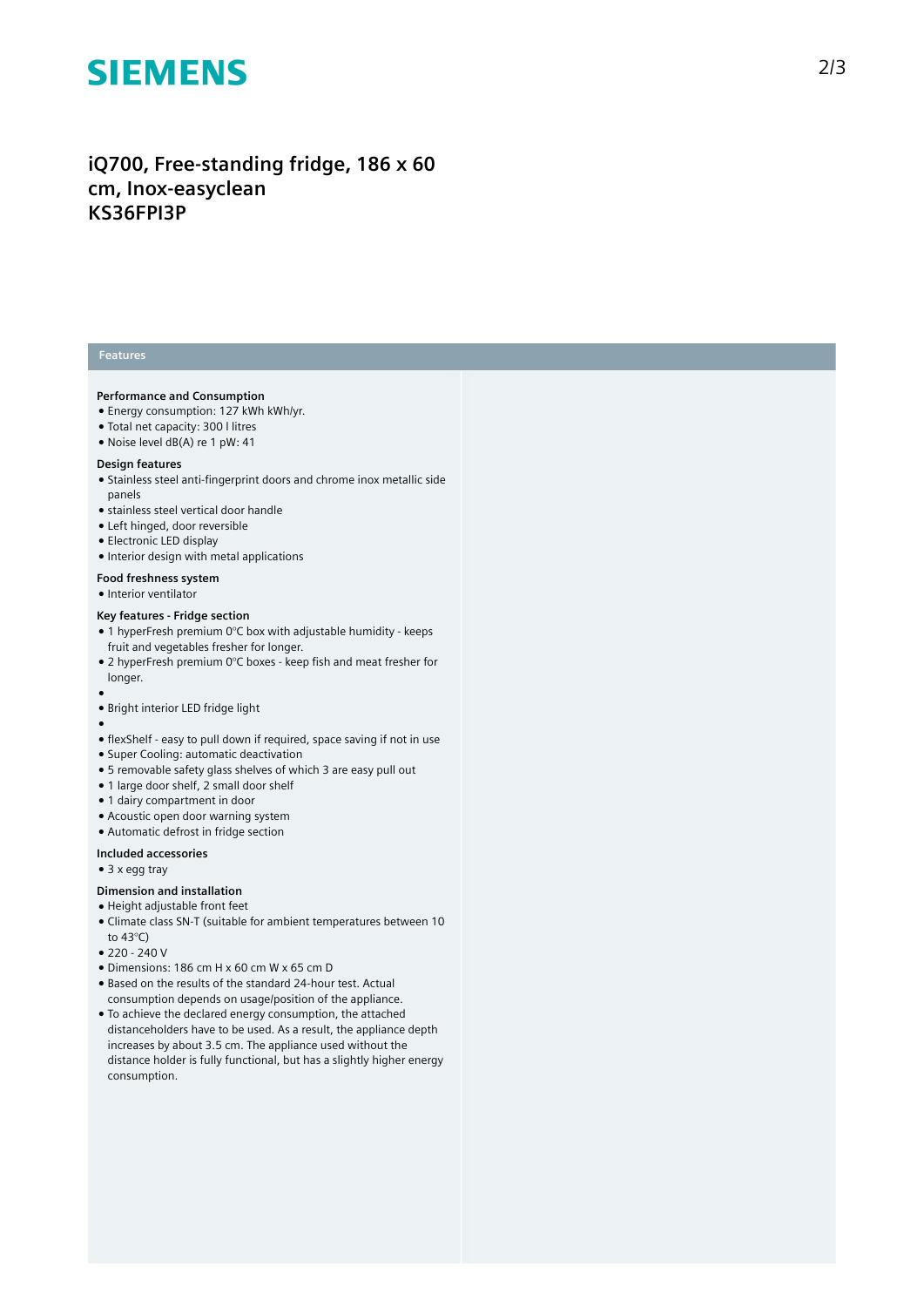# iQ700, Free-standing fridge, 186 x 60 cm, Inox-easyclean
# KS36FPI3P

## Features

### Performance and Consumption

- Energy consumption: 127 kWh kWh/yr.
- Total net capacity: 300 l litres
- Noise level dB(A) re 1 pW: 41

### Design features

- Stainless steel anti-fingerprint doors and chrome inox metallic side panels
- stainless steel vertical door handle
- Left hinged, door reversible
- Electronic LED display
- Interior design with metal applications

### Food freshness system

- Interior ventilator

### Key features - Fridge section

- 1 hyperFresh premium 0°C box with adjustable humidity - keeps fruit and vegetables fresher for longer.
- 2 hyperFresh premium 0°C boxes - keep fish and meat fresher for longer.
- 
- Bright interior LED fridge light
- 
- flexShelf - easy to pull down if required, space saving if not in use
- Super Cooling: automatic deactivation
- 5 removable safety glass shelves of which 3 are easy pull out
- 1 large door shelf, 2 small door shelf
- 1 dairy compartment in door
- Acoustic open door warning system
- Automatic defrost in fridge section

### Included accessories

- 3 x egg tray

### Dimension and installation

- Height adjustable front feet
- Climate class SN-T (suitable for ambient temperatures between 10 to 43°C)
- 220 - 240 V
- Dimensions: 186 cm H x 60 cm W x 65 cm D
- Based on the results of the standard 24-hour test. Actual consumption depends on usage/position of the appliance.
- To achieve the declared energy consumption, the attached distanceholders have to be used. As a result, the appliance depth increases by about 3.5 cm. The appliance used without the distance holder is fully functional, but has a slightly higher energy consumption.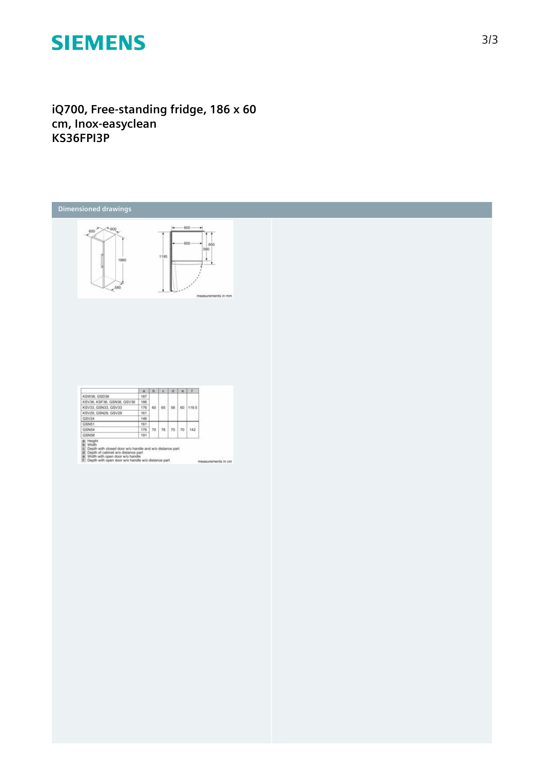# iQ700, Free-standing fridge, 186 x 60 cm, Inox-easyclean
# KS36FPI3P

## Dimensioned drawings

650

600

1860

580

600

600

650

580

1195

measurements in mm

| | a | b | c | d | e | f |
|---|---|---|---|---|---|---|
| KSW36, GSD36 | 187 | | | | | |
| KSV36, KSF36, GSN36, GSV36 | 186 | | | | | |
| KSV33, GSN33, GSV33 | 176 | 60 | 65 | 58 | 60 | 119.5 |
| KSV29, GSN29, GSV29 | 161 | | | | | |
| GSV24 | 146 | | | | | |
| GSN51 | 161 | | | | | |
| GSN54 | 176 | 70 | 78 | 70 | 70 | 142 |
| GSN58 | 191 | | | | | |

a Height
b Width
c Depth with closed door w/o handle and w/o distance part
d Depth of cabinet w/o distance part
e Width with open door w/o handle
f Depth with open door w/o handle w/o distance part

measurements in cm